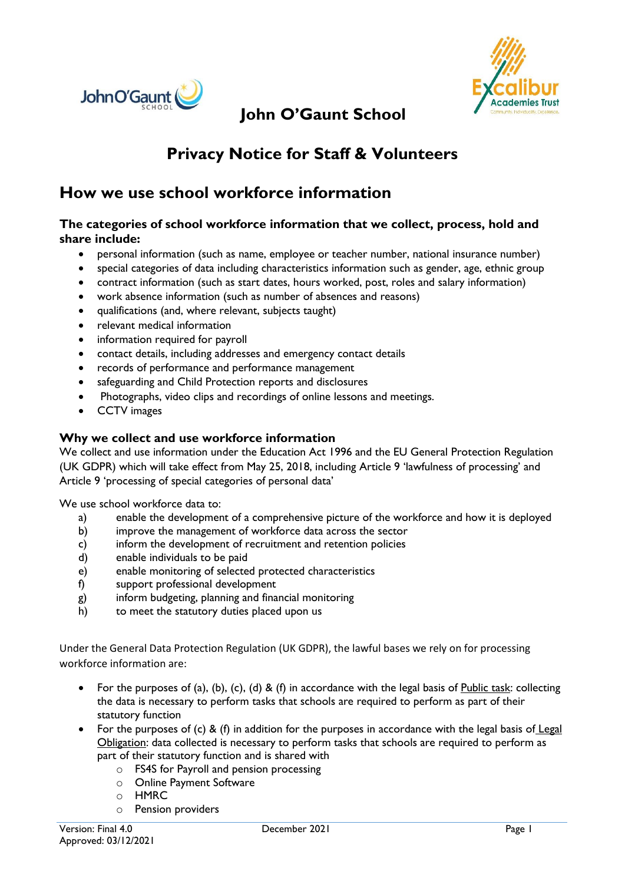# John O'Gaunt School

## Privacy Notice for Staff & Volunteers

## How we use school workforce information

### The categories of school workforce information that we collect, process, hold and share include:

- personal information (such as name, employee or teacher number, national insurance number)
- special categories of data including characteristics information such as gender, age, ethnic group
- contract information (such as start dates, hours worked, post, roles and salary information)
- work absence information (such as number of absences and reasons)
- qualifications (and, where relevant, subjects taught)
- relevant medical information
- information required for payroll
- contact details, including addresses and emergency contact details
- records of performance and performance management
- safeguarding and Child Protection reports and disclosures
- Photographs, video clips and recordings of online lessons and meetings.
- CCTV images

### Why we collect and use workforce information

We collect and use information under the Education Act 1996 and the EU General Protection Regulation (UK GDPR) which will take effect from May 25, 2018, including Article 9 'lawfulness of processing' and Article 9 'processing of special categories of personal data'

We use school workforce data to:

a) enable the development of a comprehensive picture of the workforce and how it is deployed
b) improve the management of workforce data across the sector
c) inform the development of recruitment and retention policies
d) enable individuals to be paid
e) enable monitoring of selected protected characteristics
f) support professional development
g) inform budgeting, planning and financial monitoring
h) to meet the statutory duties placed upon us

Under the General Data Protection Regulation (UK GDPR), the lawful bases we rely on for processing workforce information are:

- For the purposes of (a), (b), (c), (d) & (f) in accordance with the legal basis of Public task: collecting the data is necessary to perform tasks that schools are required to perform as part of their statutory function
- For the purposes of (c) & (f) in addition for the purposes in accordance with the legal basis of Legal Obligation: data collected is necessary to perform tasks that schools are required to perform as part of their statutory function and is shared with
  - FS4S for Payroll and pension processing
  - Online Payment Software
  - HMRC
  - Pension providers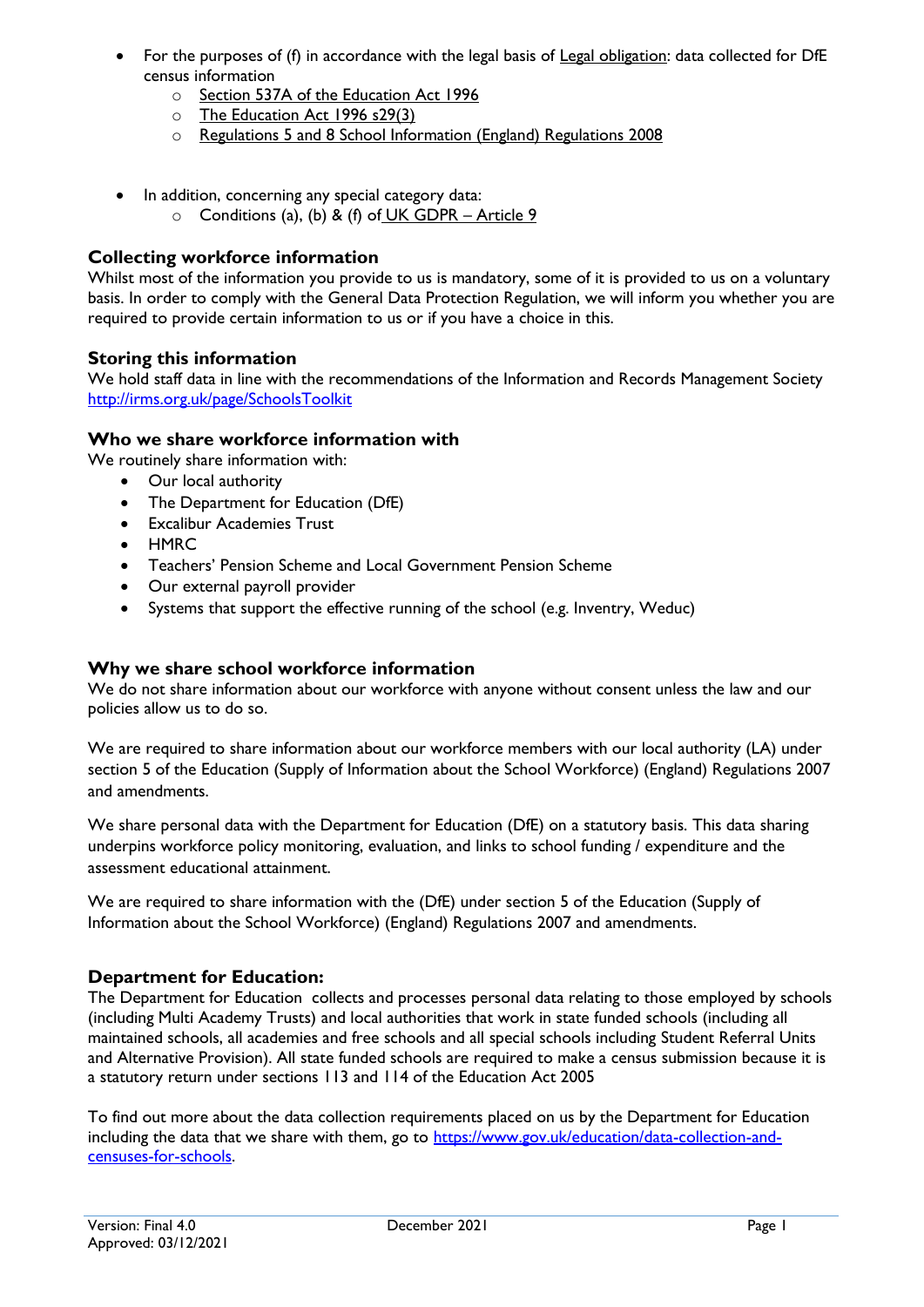- For the purposes of (f) in accordance with the legal basis of Legal obligation: data collected for DfE census information
  - Section 537A of the Education Act 1996
  - The Education Act 1996 s29(3)
  - Regulations 5 and 8 School Information (England) Regulations 2008

- In addition, concerning any special category data:
  - Conditions (a), (b) & (f) of UK GDPR – Article 9

## Collecting workforce information

Whilst most of the information you provide to us is mandatory, some of it is provided to us on a voluntary basis. In order to comply with the General Data Protection Regulation, we will inform you whether you are required to provide certain information to us or if you have a choice in this.

## Storing this information

We hold staff data in line with the recommendations of the Information and Records Management Society http://irms.org.uk/page/SchoolsToolkit

## Who we share workforce information with

We routinely share information with:

- Our local authority
- The Department for Education (DfE)
- Excalibur Academies Trust
- HMRC
- Teachers' Pension Scheme and Local Government Pension Scheme
- Our external payroll provider
- Systems that support the effective running of the school (e.g. Inventry, Weduc)

## Why we share school workforce information

We do not share information about our workforce with anyone without consent unless the law and our policies allow us to do so.

We are required to share information about our workforce members with our local authority (LA) under section 5 of the Education (Supply of Information about the School Workforce) (England) Regulations 2007 and amendments.

We share personal data with the Department for Education (DfE) on a statutory basis. This data sharing underpins workforce policy monitoring, evaluation, and links to school funding / expenditure and the assessment educational attainment.

We are required to share information with the (DfE) under section 5 of the Education (Supply of Information about the School Workforce) (England) Regulations 2007 and amendments.

## Department for Education:

The Department for Education collects and processes personal data relating to those employed by schools (including Multi Academy Trusts) and local authorities that work in state funded schools (including all maintained schools, all academies and free schools and all special schools including Student Referral Units and Alternative Provision). All state funded schools are required to make a census submission because it is a statutory return under sections 113 and 114 of the Education Act 2005

To find out more about the data collection requirements placed on us by the Department for Education including the data that we share with them, go to https://www.gov.uk/education/data-collection-and-censuses-for-schools.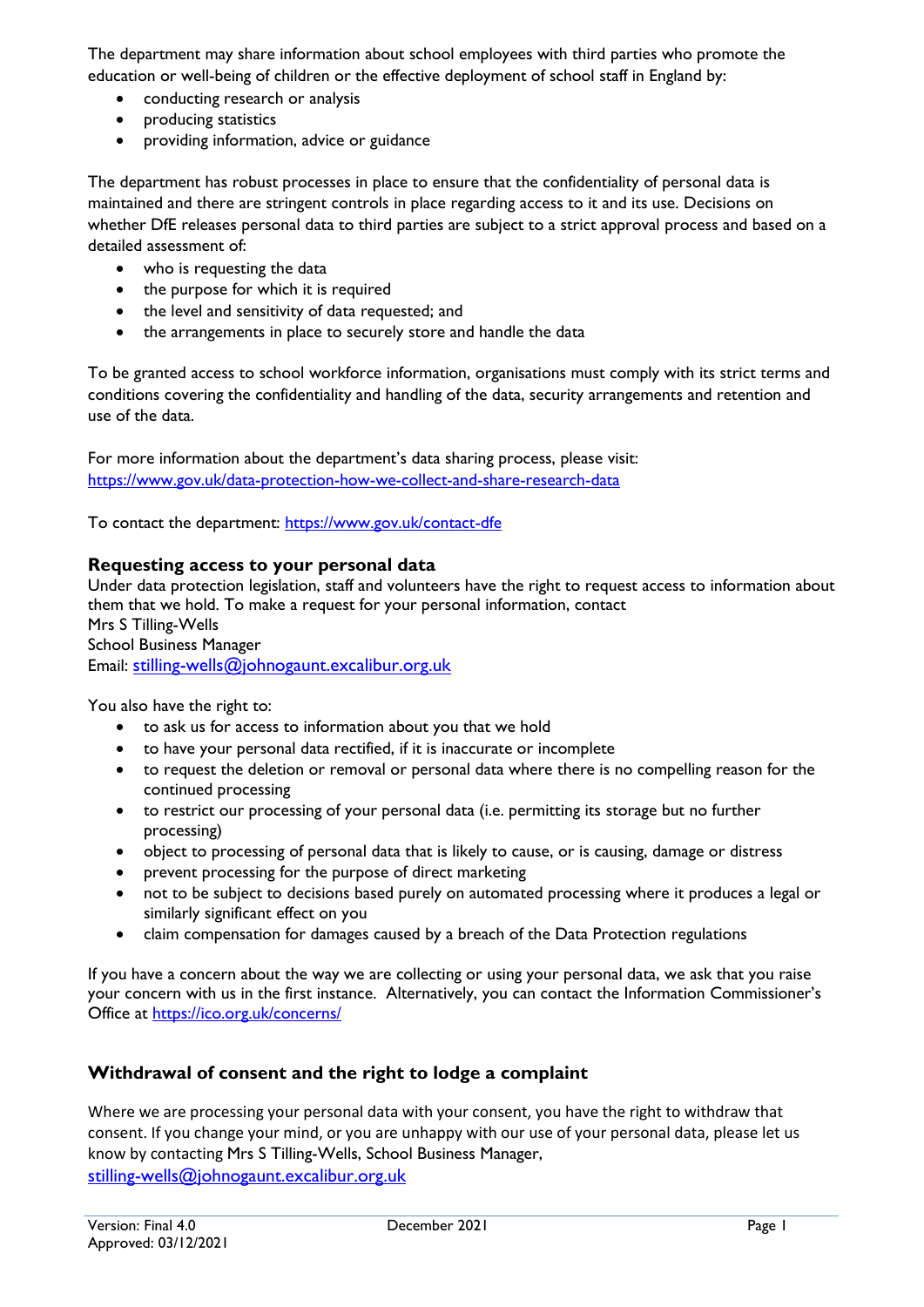The department may share information about school employees with third parties who promote the education or well-being of children or the effective deployment of school staff in England by:

- conducting research or analysis
- producing statistics
- providing information, advice or guidance

The department has robust processes in place to ensure that the confidentiality of personal data is maintained and there are stringent controls in place regarding access to it and its use. Decisions on whether DfE releases personal data to third parties are subject to a strict approval process and based on a detailed assessment of:

- who is requesting the data
- the purpose for which it is required
- the level and sensitivity of data requested; and
- the arrangements in place to securely store and handle the data

To be granted access to school workforce information, organisations must comply with its strict terms and conditions covering the confidentiality and handling of the data, security arrangements and retention and use of the data.

For more information about the department's data sharing process, please visit: https://www.gov.uk/data-protection-how-we-collect-and-share-research-data

To contact the department: https://www.gov.uk/contact-dfe

### Requesting access to your personal data

Under data protection legislation, staff and volunteers have the right to request access to information about them that we hold. To make a request for your personal information, contact
Mrs S Tilling-Wells
School Business Manager
Email: stilling-wells@johnogaunt.excalibur.org.uk

You also have the right to:

- to ask us for access to information about you that we hold
- to have your personal data rectified, if it is inaccurate or incomplete
- to request the deletion or removal or personal data where there is no compelling reason for the continued processing
- to restrict our processing of your personal data (i.e. permitting its storage but no further processing)
- object to processing of personal data that is likely to cause, or is causing, damage or distress
- prevent processing for the purpose of direct marketing
- not to be subject to decisions based purely on automated processing where it produces a legal or similarly significant effect on you
- claim compensation for damages caused by a breach of the Data Protection regulations

If you have a concern about the way we are collecting or using your personal data, we ask that you raise your concern with us in the first instance. Alternatively, you can contact the Information Commissioner's Office at https://ico.org.uk/concerns/

### Withdrawal of consent and the right to lodge a complaint

Where we are processing your personal data with your consent, you have the right to withdraw that consent. If you change your mind, or you are unhappy with our use of your personal data, please let us know by contacting Mrs S Tilling-Wells, School Business Manager, stilling-wells@johnogaunt.excalibur.org.uk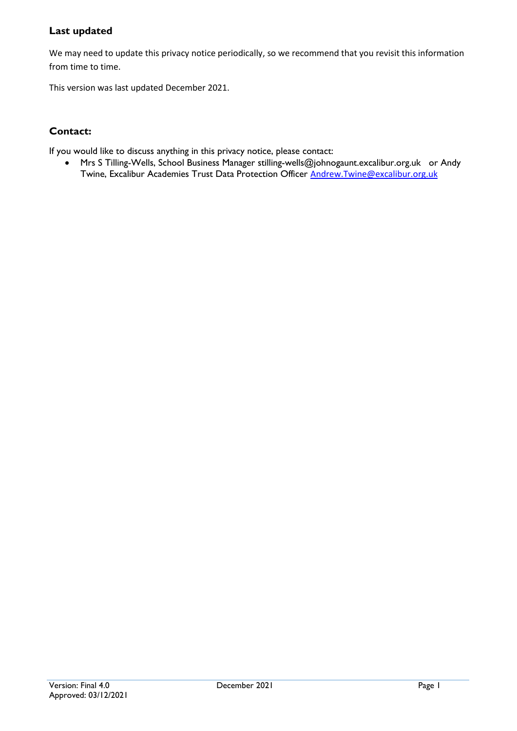## Last updated

We may need to update this privacy notice periodically, so we recommend that you revisit this information from time to time.

This version was last updated December 2021.

## Contact:

If you would like to discuss anything in this privacy notice, please contact:

- Mrs S Tilling-Wells, School Business Manager stilling-wells@johnogaunt.excalibur.org.uk or Andy Twine, Excalibur Academies Trust Data Protection Officer Andrew.Twine@excalibur.org.uk